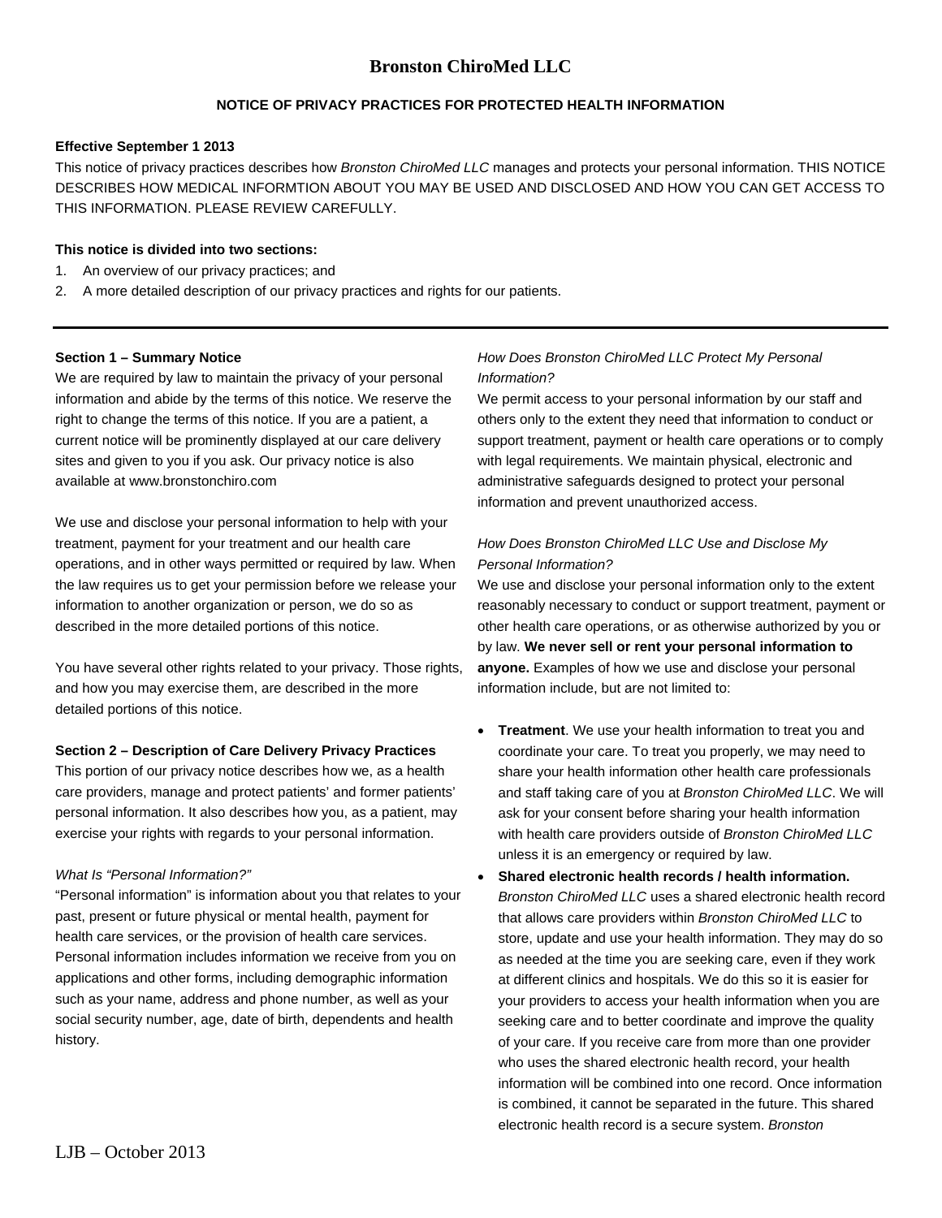# Bronston ChiroMed LLC

## NOTICE OF PRIVACY PRACTICES FOR PROTECTED HEALTH INFORMATION

**Effective September 1 2013**

This notice of privacy practices describes how *Bronston ChiroMed LLC* manages and protects your personal information. THIS NOTICE DESCRIBES HOW MEDICAL INFORMTION ABOUT YOU MAY BE USED AND DISCLOSED AND HOW YOU CAN GET ACCESS TO THIS INFORMATION. PLEASE REVIEW CAREFULLY.

**This notice is divided into two sections:**

1. An overview of our privacy practices; and
2. A more detailed description of our privacy practices and rights for our patients.

---

**Section 1 – Summary Notice**

We are required by law to maintain the privacy of your personal information and abide by the terms of this notice. We reserve the right to change the terms of this notice. If you are a patient, a current notice will be prominently displayed at our care delivery sites and given to you if you ask. Our privacy notice is also available at www.bronstonchiro.com

We use and disclose your personal information to help with your treatment, payment for your treatment and our health care operations, and in other ways permitted or required by law. When the law requires us to get your permission before we release your information to another organization or person, we do so as described in the more detailed portions of this notice.

You have several other rights related to your privacy. Those rights, and how you may exercise them, are described in the more detailed portions of this notice.

**Section 2 – Description of Care Delivery Privacy Practices**

This portion of our privacy notice describes how we, as a health care providers, manage and protect patients' and former patients' personal information. It also describes how you, as a patient, may exercise your rights with regards to your personal information.

*What Is "Personal Information?"*

"Personal information" is information about you that relates to your past, present or future physical or mental health, payment for health care services, or the provision of health care services. Personal information includes information we receive from you on applications and other forms, including demographic information such as your name, address and phone number, as well as your social security number, age, date of birth, dependents and health history.

*How Does Bronston ChiroMed LLC Protect My Personal Information?*

We permit access to your personal information by our staff and others only to the extent they need that information to conduct or support treatment, payment or health care operations or to comply with legal requirements. We maintain physical, electronic and administrative safeguards designed to protect your personal information and prevent unauthorized access.

*How Does Bronston ChiroMed LLC Use and Disclose My Personal Information?*

We use and disclose your personal information only to the extent reasonably necessary to conduct or support treatment, payment or other health care operations, or as otherwise authorized by you or by law. **We never sell or rent your personal information to anyone.** Examples of how we use and disclose your personal information include, but are not limited to:

- **Treatment**. We use your health information to treat you and coordinate your care. To treat you properly, we may need to share your health information other health care professionals and staff taking care of you at *Bronston ChiroMed LLC*. We will ask for your consent before sharing your health information with health care providers outside of *Bronston ChiroMed LLC* unless it is an emergency or required by law.
- **Shared electronic health records / health information.** *Bronston ChiroMed LLC* uses a shared electronic health record that allows care providers within *Bronston ChiroMed LLC* to store, update and use your health information. They may do so as needed at the time you are seeking care, even if they work at different clinics and hospitals. We do this so it is easier for your providers to access your health information when you are seeking care and to better coordinate and improve the quality of your care. If you receive care from more than one provider who uses the shared electronic health record, your health information will be combined into one record. Once information is combined, it cannot be separated in the future. This shared electronic health record is a secure system. *Bronston*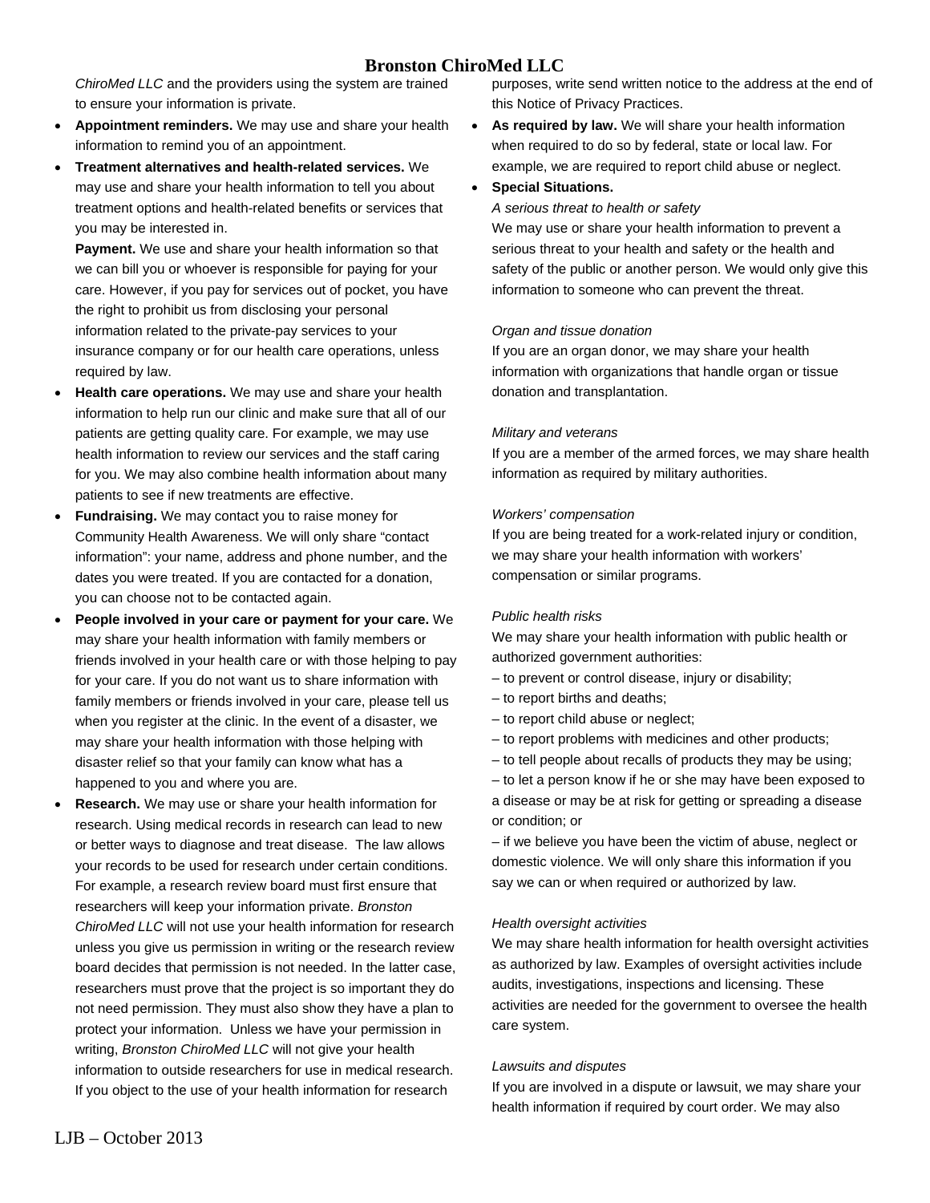*ChiroMed LLC* and the providers using the system are trained to ensure your information is private.

- **Appointment reminders.** We may use and share your health information to remind you of an appointment.
- **Treatment alternatives and health-related services.** We may use and share your health information to tell you about treatment options and health-related benefits or services that you may be interested in.

  **Payment.** We use and share your health information so that we can bill you or whoever is responsible for paying for your care. However, if you pay for services out of pocket, you have the right to prohibit us from disclosing your personal information related to the private-pay services to your insurance company or for our health care operations, unless required by law.
- **Health care operations.** We may use and share your health information to help run our clinic and make sure that all of our patients are getting quality care. For example, we may use health information to review our services and the staff caring for you. We may also combine health information about many patients to see if new treatments are effective.
- **Fundraising.** We may contact you to raise money for Community Health Awareness. We will only share "contact information": your name, address and phone number, and the dates you were treated. If you are contacted for a donation, you can choose not to be contacted again.
- **People involved in your care or payment for your care.** We may share your health information with family members or friends involved in your health care or with those helping to pay for your care. If you do not want us to share information with family members or friends involved in your care, please tell us when you register at the clinic. In the event of a disaster, we may share your health information with those helping with disaster relief so that your family can know what has a happened to you and where you are.
- **Research.** We may use or share your health information for research. Using medical records in research can lead to new or better ways to diagnose and treat disease. The law allows your records to be used for research under certain conditions. For example, a research review board must first ensure that researchers will keep your information private. *Bronston ChiroMed LLC* will not use your health information for research unless you give us permission in writing or the research review board decides that permission is not needed. In the latter case, researchers must prove that the project is so important they do not need permission. They must also show they have a plan to protect your information. Unless we have your permission in writing, *Bronston ChiroMed LLC* will not give your health information to outside researchers for use in medical research. If you object to the use of your health information for research purposes, write send written notice to the address at the end of this Notice of Privacy Practices.
- **As required by law.** We will share your health information when required to do so by federal, state or local law. For example, we are required to report child abuse or neglect.
- **Special Situations.**

  *A serious threat to health or safety*

  We may use or share your health information to prevent a serious threat to your health and safety or the health and safety of the public or another person. We would only give this information to someone who can prevent the threat.

  *Organ and tissue donation*

  If you are an organ donor, we may share your health information with organizations that handle organ or tissue donation and transplantation.

  *Military and veterans*

  If you are a member of the armed forces, we may share health information as required by military authorities.

  *Workers' compensation*

  If you are being treated for a work-related injury or condition, we may share your health information with workers' compensation or similar programs.

  *Public health risks*

  We may share your health information with public health or authorized government authorities:

  – to prevent or control disease, injury or disability;
  – to report births and deaths;
  – to report child abuse or neglect;
  – to report problems with medicines and other products;
  – to tell people about recalls of products they may be using;
  – to let a person know if he or she may have been exposed to a disease or may be at risk for getting or spreading a disease or condition; or
  – if we believe you have been the victim of abuse, neglect or domestic violence. We will only share this information if you say we can or when required or authorized by law.

  *Health oversight activities*

  We may share health information for health oversight activities as authorized by law. Examples of oversight activities include audits, investigations, inspections and licensing. These activities are needed for the government to oversee the health care system.

  *Lawsuits and disputes*

  If you are involved in a dispute or lawsuit, we may share your health information if required by court order. We may also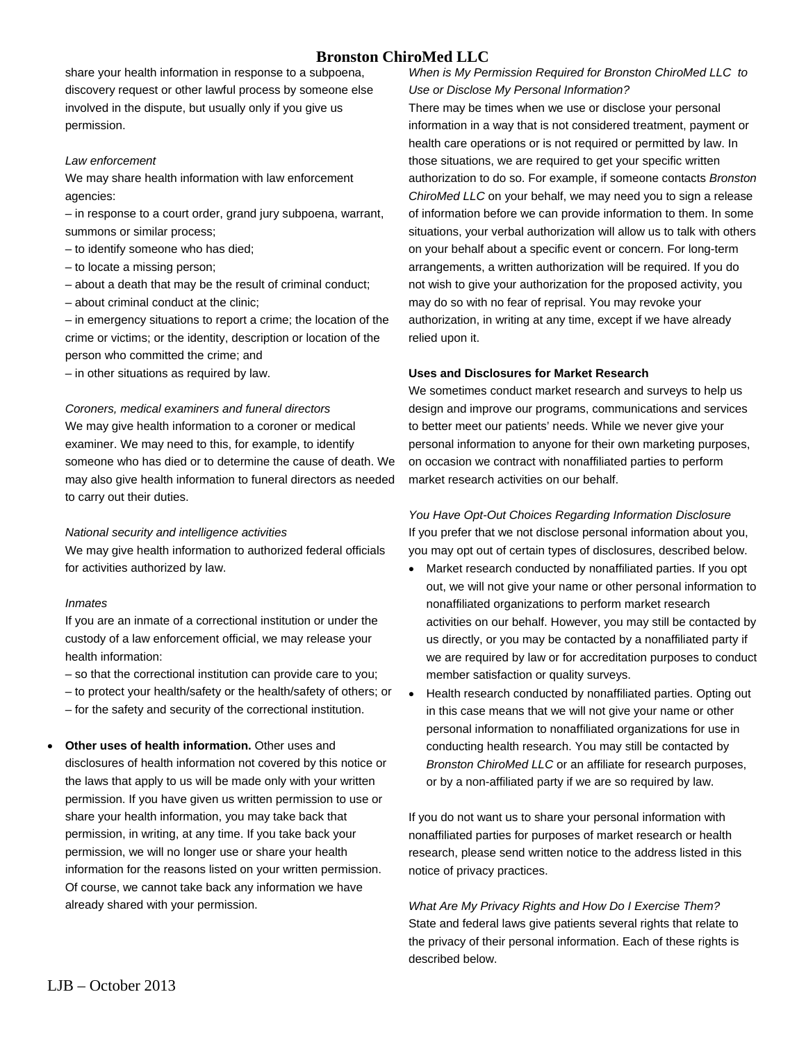share your health information in response to a subpoena, discovery request or other lawful process by someone else involved in the dispute, but usually only if you give us permission.

*Law enforcement*
We may share health information with law enforcement agencies:
– in response to a court order, grand jury subpoena, warrant, summons or similar process;
– to identify someone who has died;
– to locate a missing person;
– about a death that may be the result of criminal conduct;
– about criminal conduct at the clinic;
– in emergency situations to report a crime; the location of the crime or victims; or the identity, description or location of the person who committed the crime; and
– in other situations as required by law.

*Coroners, medical examiners and funeral directors*
We may give health information to a coroner or medical examiner. We may need to this, for example, to identify someone who has died or to determine the cause of death. We may also give health information to funeral directors as needed to carry out their duties.

*National security and intelligence activities*
We may give health information to authorized federal officials for activities authorized by law.

*Inmates*
If you are an inmate of a correctional institution or under the custody of a law enforcement official, we may release your health information:
– so that the correctional institution can provide care to you;
– to protect your health/safety or the health/safety of others; or
– for the safety and security of the correctional institution.

- **Other uses of health information.** Other uses and disclosures of health information not covered by this notice or the laws that apply to us will be made only with your written permission. If you have given us written permission to use or share your health information, you may take back that permission, in writing, at any time. If you take back your permission, we will no longer use or share your health information for the reasons listed on your written permission. Of course, we cannot take back any information we have already shared with your permission.

*When is My Permission Required for Bronston ChiroMed LLC to Use or Disclose My Personal Information?*
There may be times when we use or disclose your personal information in a way that is not considered treatment, payment or health care operations or is not required or permitted by law. In those situations, we are required to get your specific written authorization to do so. For example, if someone contacts *Bronston ChiroMed LLC* on your behalf, we may need you to sign a release of information before we can provide information to them. In some situations, your verbal authorization will allow us to talk with others on your behalf about a specific event or concern. For long-term arrangements, a written authorization will be required. If you do not wish to give your authorization for the proposed activity, you may do so with no fear of reprisal. You may revoke your authorization, in writing at any time, except if we have already relied upon it.

**Uses and Disclosures for Market Research**
We sometimes conduct market research and surveys to help us design and improve our programs, communications and services to better meet our patients' needs. While we never give your personal information to anyone for their own marketing purposes, on occasion we contract with nonaffiliated parties to perform market research activities on our behalf.

*You Have Opt-Out Choices Regarding Information Disclosure*
If you prefer that we not disclose personal information about you, you may opt out of certain types of disclosures, described below.

- Market research conducted by nonaffiliated parties. If you opt out, we will not give your name or other personal information to nonaffiliated organizations to perform market research activities on our behalf. However, you may still be contacted by us directly, or you may be contacted by a nonaffiliated party if we are required by law or for accreditation purposes to conduct member satisfaction or quality surveys.
- Health research conducted by nonaffiliated parties. Opting out in this case means that we will not give your name or other personal information to nonaffiliated organizations for use in conducting health research. You may still be contacted by *Bronston ChiroMed LLC* or an affiliate for research purposes, or by a non-affiliated party if we are so required by law.

If you do not want us to share your personal information with nonaffiliated parties for purposes of market research or health research, please send written notice to the address listed in this notice of privacy practices.

*What Are My Privacy Rights and How Do I Exercise Them?*
State and federal laws give patients several rights that relate to the privacy of their personal information. Each of these rights is described below.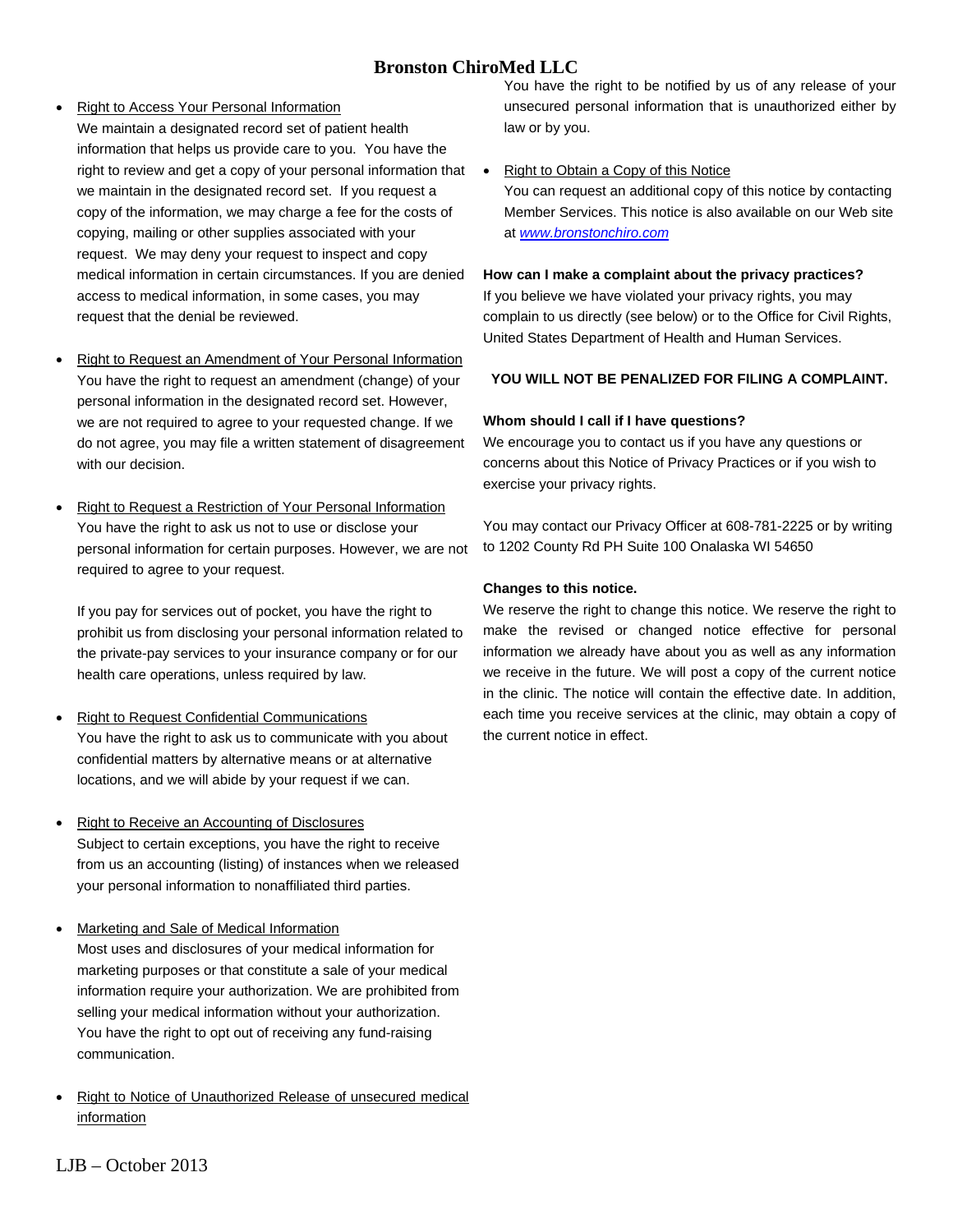# Bronston ChiroMed LLC

- Right to Access Your Personal Information
  We maintain a designated record set of patient health information that helps us provide care to you. You have the right to review and get a copy of your personal information that we maintain in the designated record set. If you request a copy of the information, we may charge a fee for the costs of copying, mailing or other supplies associated with your request. We may deny your request to inspect and copy medical information in certain circumstances. If you are denied access to medical information, in some cases, you may request that the denial be reviewed.

- Right to Request an Amendment of Your Personal Information
  You have the right to request an amendment (change) of your personal information in the designated record set. However, we are not required to agree to your requested change. If we do not agree, you may file a written statement of disagreement with our decision.

- Right to Request a Restriction of Your Personal Information
  You have the right to ask us not to use or disclose your personal information for certain purposes. However, we are not required to agree to your request.

  If you pay for services out of pocket, you have the right to prohibit us from disclosing your personal information related to the private-pay services to your insurance company or for our health care operations, unless required by law.

- Right to Request Confidential Communications
  You have the right to ask us to communicate with you about confidential matters by alternative means or at alternative locations, and we will abide by your request if we can.

- Right to Receive an Accounting of Disclosures
  Subject to certain exceptions, you have the right to receive from us an accounting (listing) of instances when we released your personal information to nonaffiliated third parties.

- Marketing and Sale of Medical Information
  Most uses and disclosures of your medical information for marketing purposes or that constitute a sale of your medical information require your authorization. We are prohibited from selling your medical information without your authorization. You have the right to opt out of receiving any fund-raising communication.

- Right to Notice of Unauthorized Release of unsecured medical information
  You have the right to be notified by us of any release of your unsecured personal information that is unauthorized either by law or by you.

- Right to Obtain a Copy of this Notice
  You can request an additional copy of this notice by contacting Member Services. This notice is also available on our Web site at [www.bronstonchiro.com](http://www.bronstonchiro.com)

**How can I make a complaint about the privacy practices?**
If you believe we have violated your privacy rights, you may complain to us directly (see below) or to the Office for Civil Rights, United States Department of Health and Human Services.

**YOU WILL NOT BE PENALIZED FOR FILING A COMPLAINT.**

**Whom should I call if I have questions?**
We encourage you to contact us if you have any questions or concerns about this Notice of Privacy Practices or if you wish to exercise your privacy rights.

You may contact our Privacy Officer at 608-781-2225 or by writing to 1202 County Rd PH Suite 100 Onalaska WI 54650

**Changes to this notice.**
We reserve the right to change this notice. We reserve the right to make the revised or changed notice effective for personal information we already have about you as well as any information we receive in the future. We will post a copy of the current notice in the clinic. The notice will contain the effective date. In addition, each time you receive services at the clinic, may obtain a copy of the current notice in effect.

LJB – October 2013